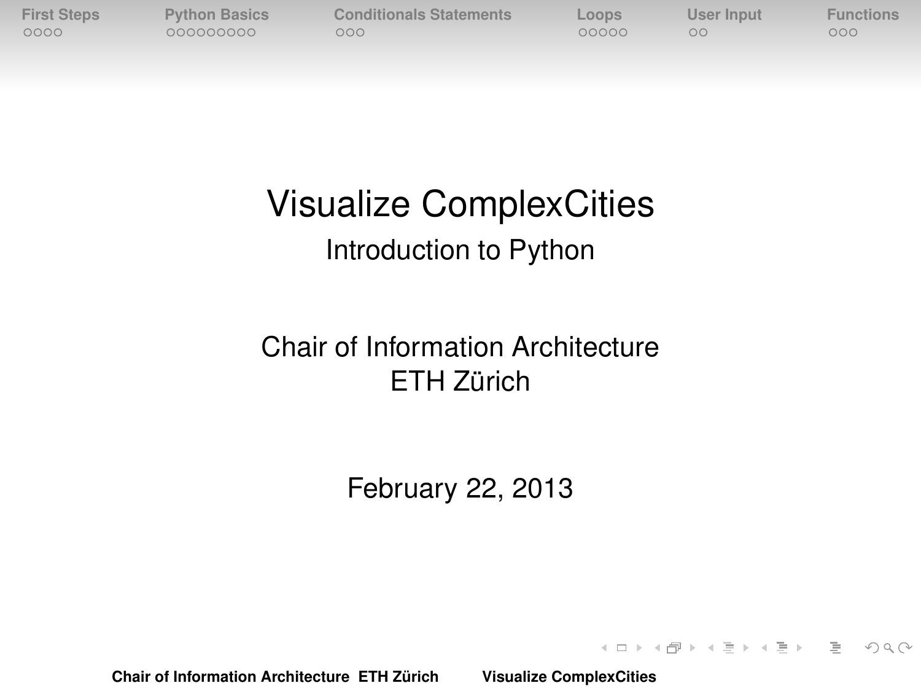# Visualize ComplexCities

## Introduction to Python

Chair of Information Architecture
ETH Zürich

February 22, 2013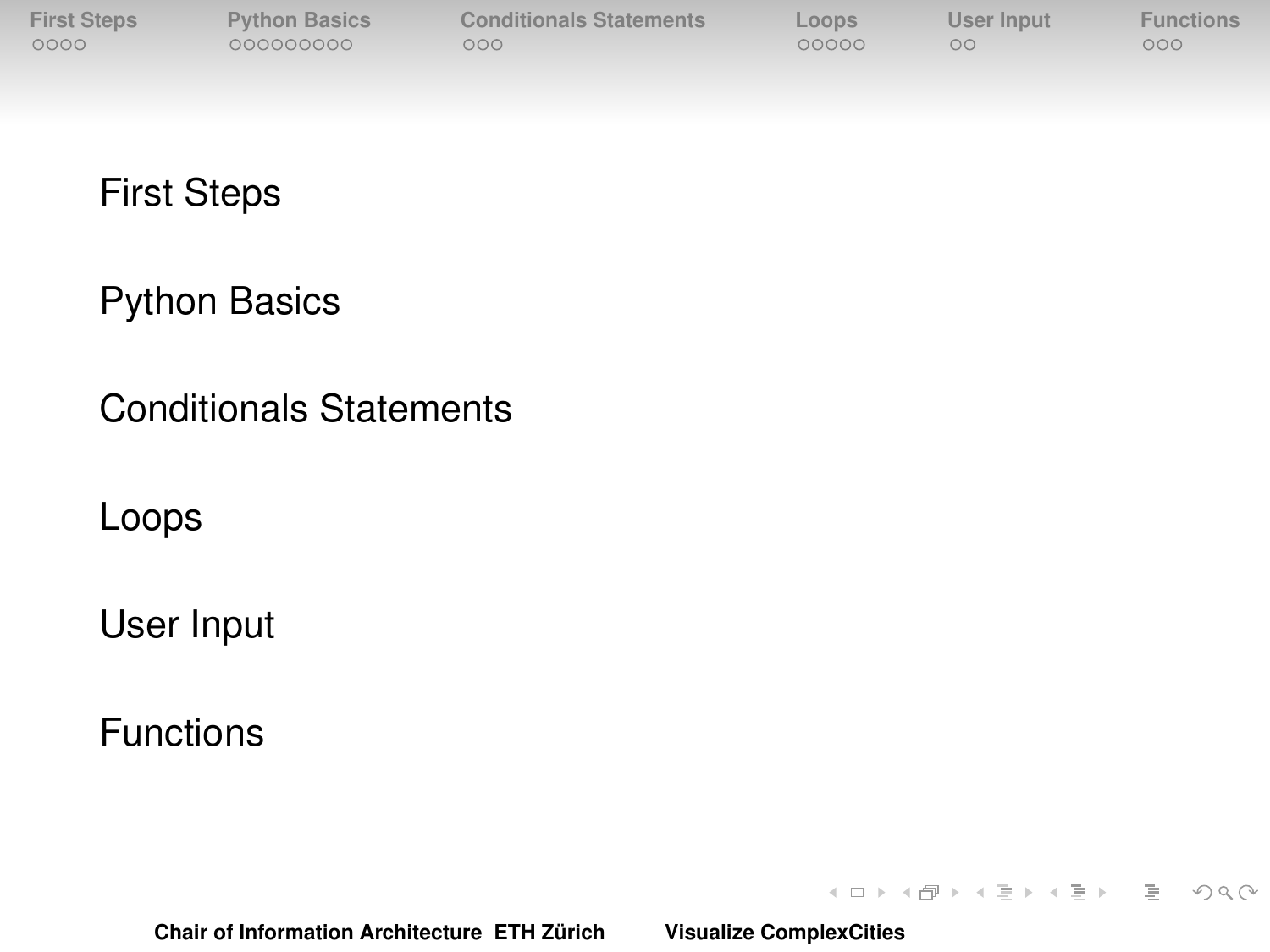First Steps

Python Basics

Conditionals Statements

Loops

User Input

Functions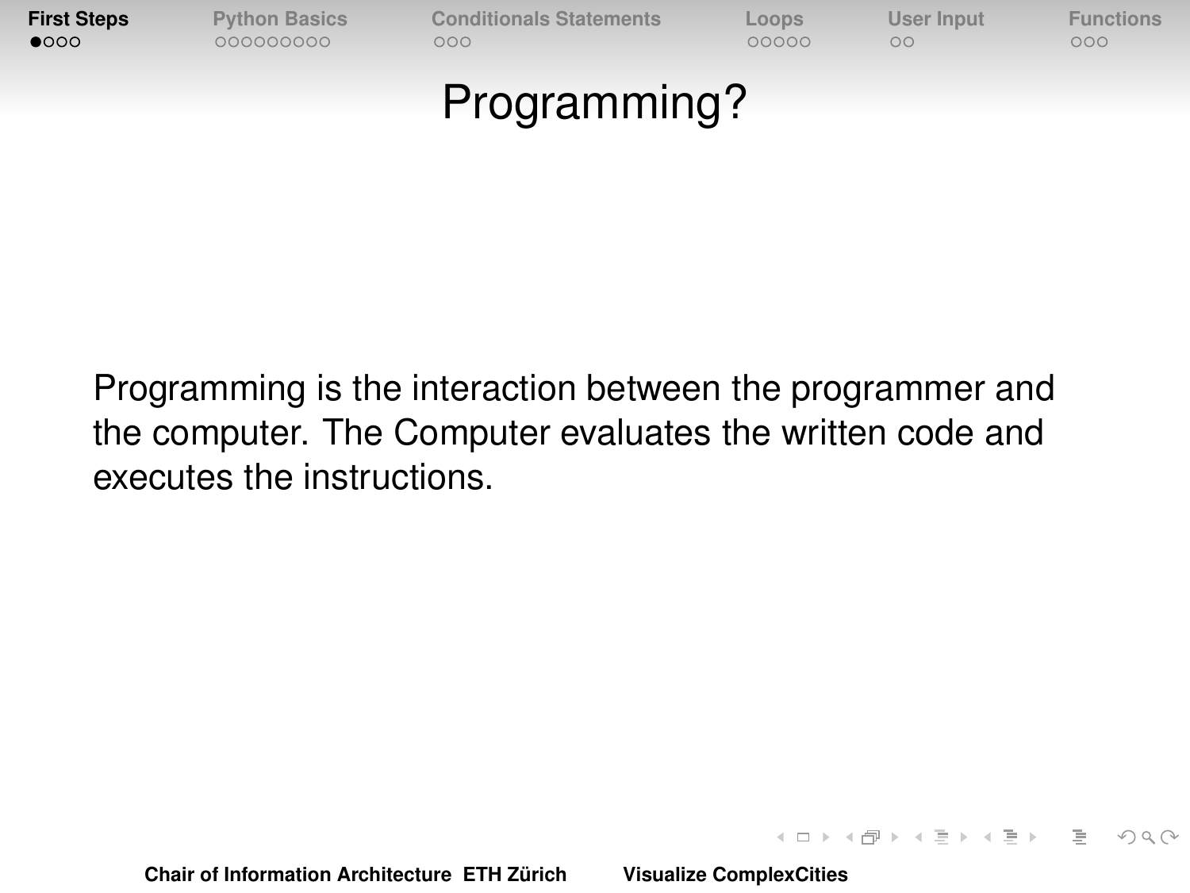# Programming?

Programming is the interaction between the programmer and the computer. The Computer evaluates the written code and executes the instructions.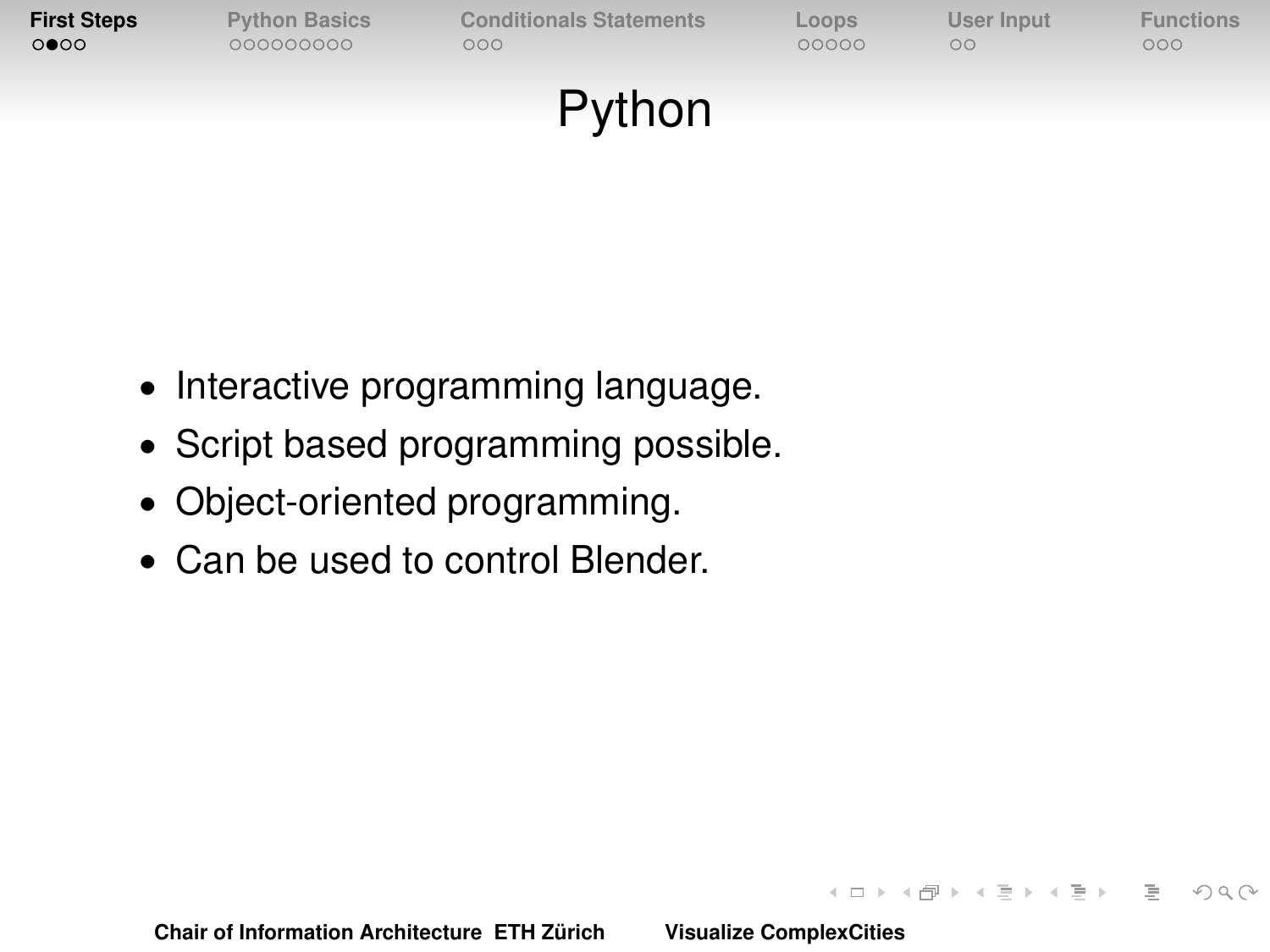# Python

- Interactive programming language.
- Script based programming possible.
- Object-oriented programming.
- Can be used to control Blender.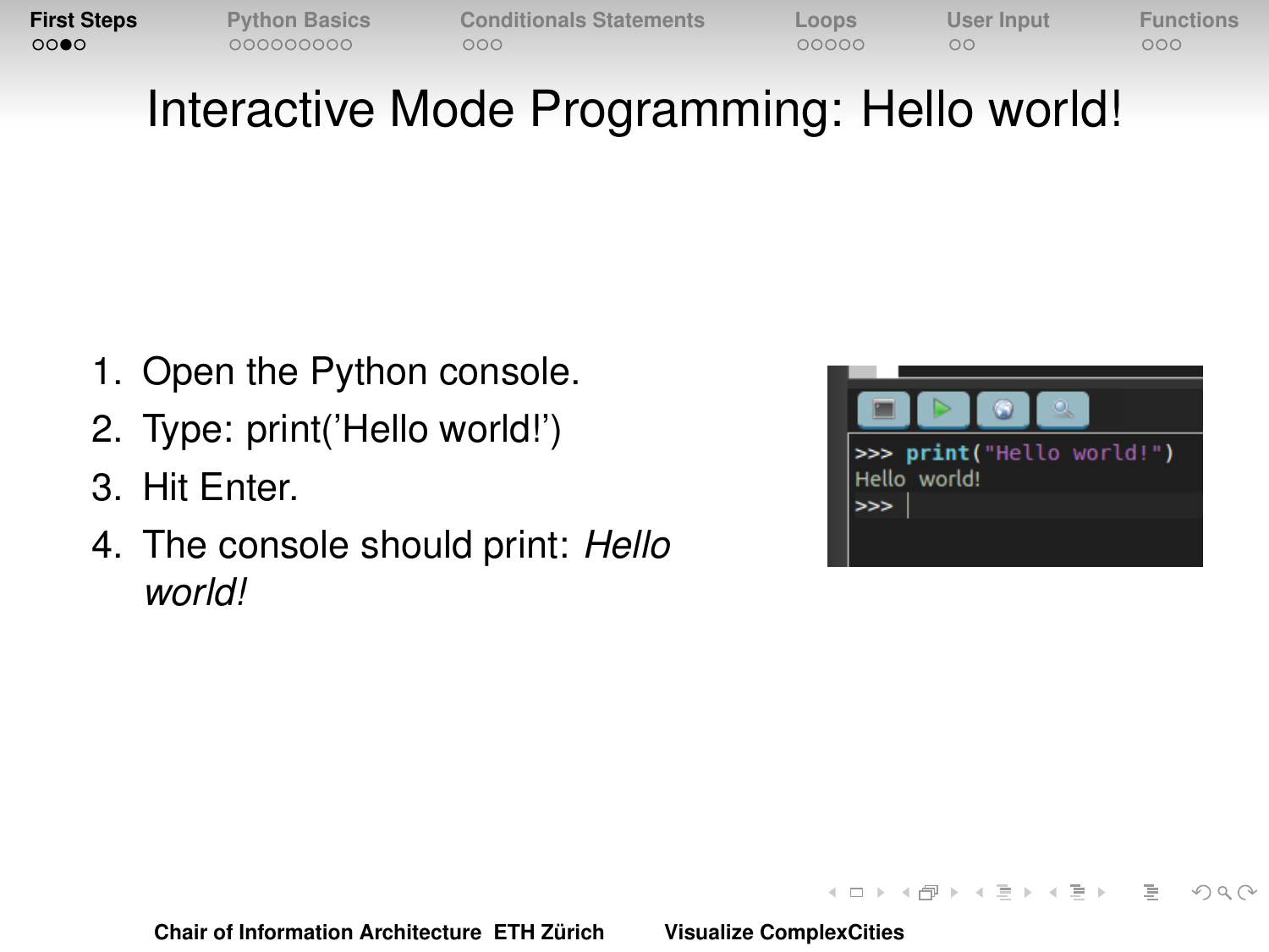# Interactive Mode Programming: Hello world!

1. Open the Python console.
2. Type: print('Hello world!')
3. Hit Enter.
4. The console should print: *Hello world!*

```
>>> print("Hello world!")
Hello world!
>>>
```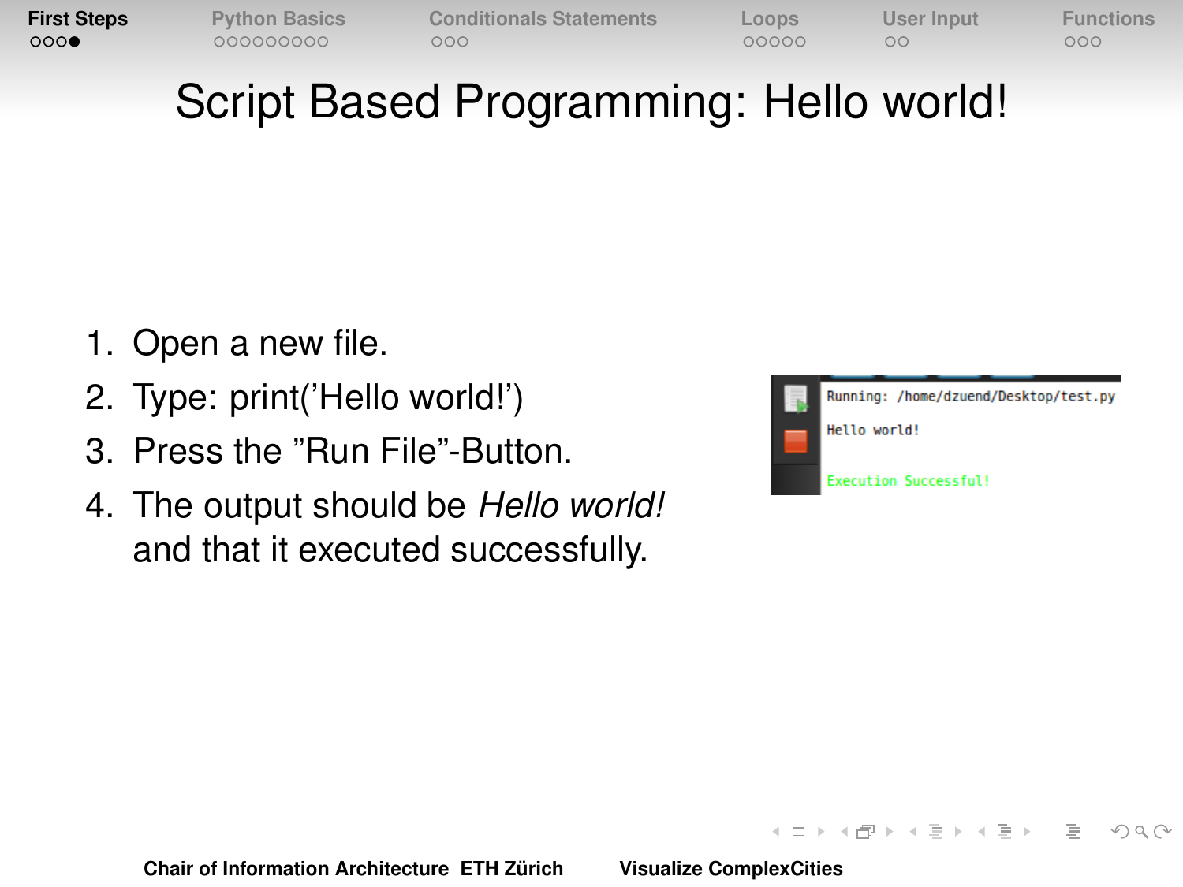# Script Based Programming: Hello world!

1. Open a new file.
2. Type: print('Hello world!')
3. Press the "Run File"-Button.
4. The output should be *Hello world!* and that it executed successfully.

```
Running: /home/dzuend/Desktop/test.py

Hello world!

Execution Successful!
```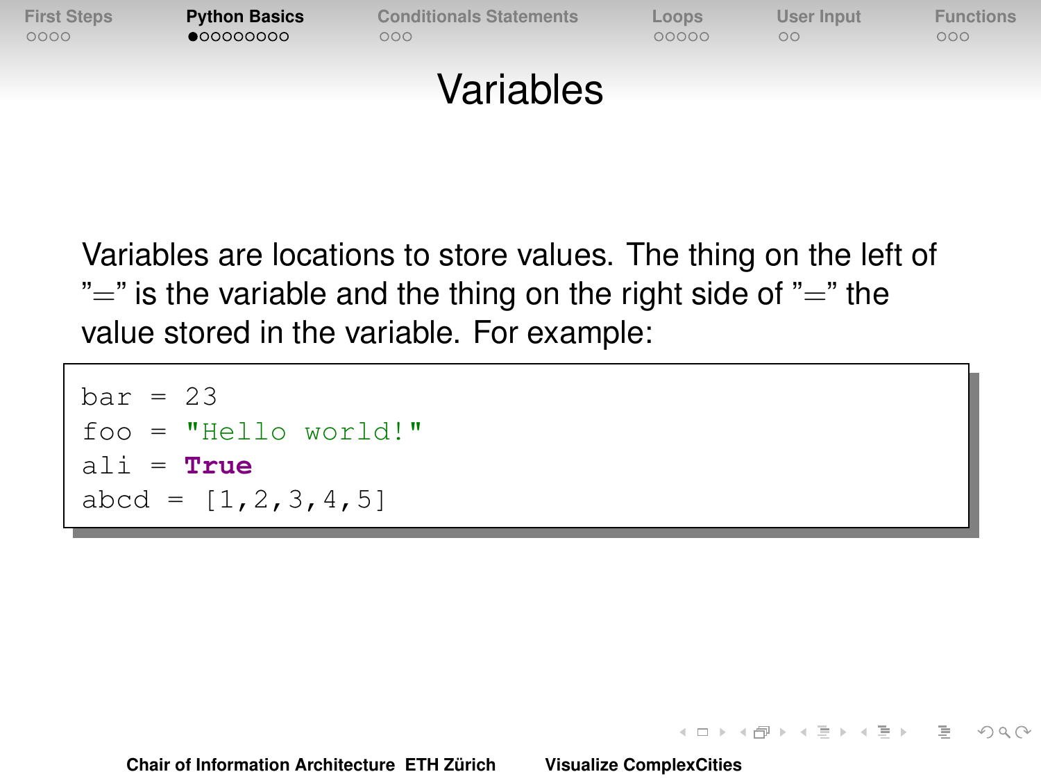# Variables

Variables are locations to store values. The thing on the left of "=" is the variable and the thing on the right side of "=" the value stored in the variable. For example:

```
bar = 23
foo = "Hello world!"
ali = True
abcd = [1,2,3,4,5]
```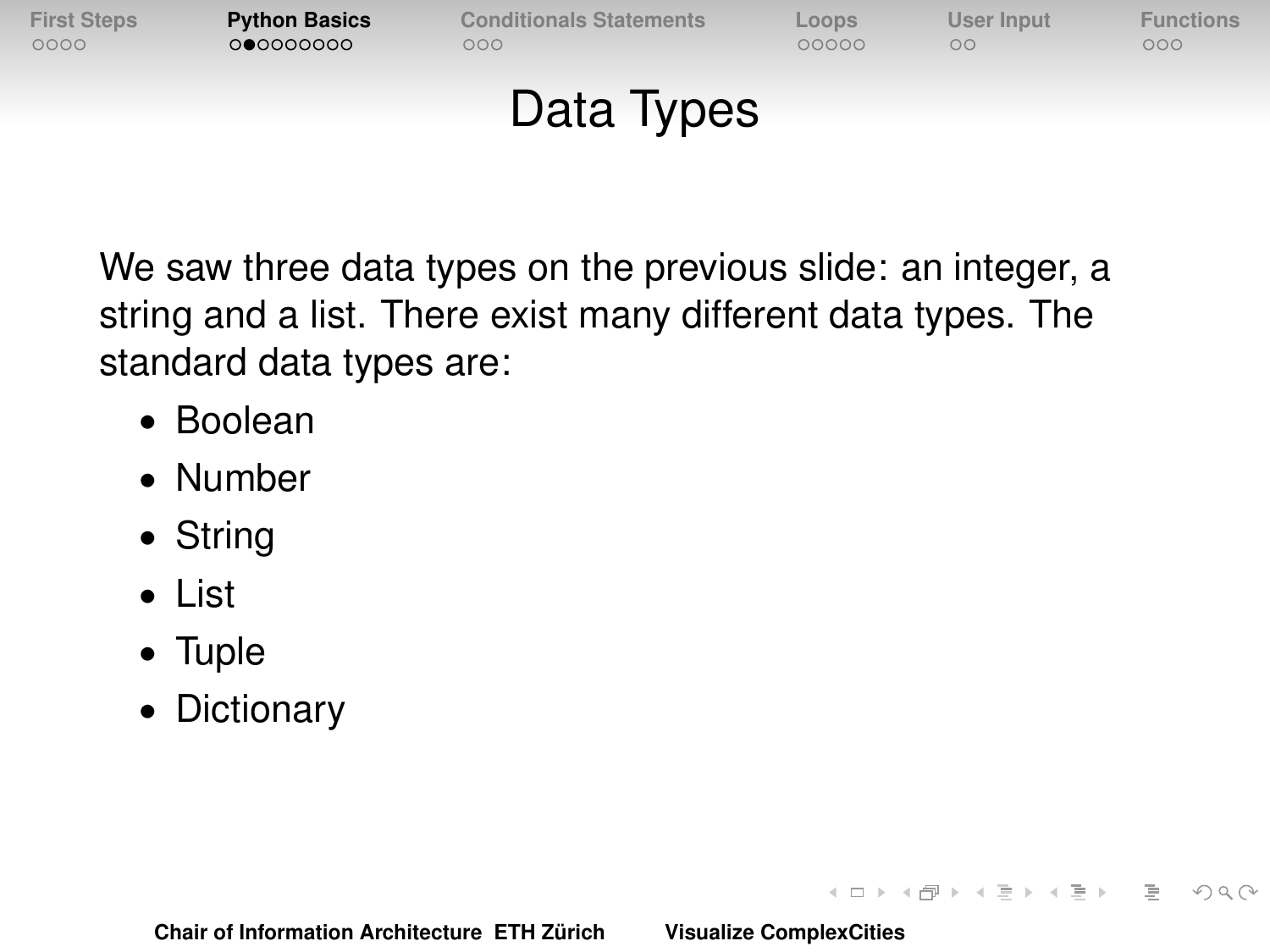# Data Types

We saw three data types on the previous slide: an integer, a string and a list. There exist many different data types. The standard data types are:

- Boolean
- Number
- String
- List
- Tuple
- Dictionary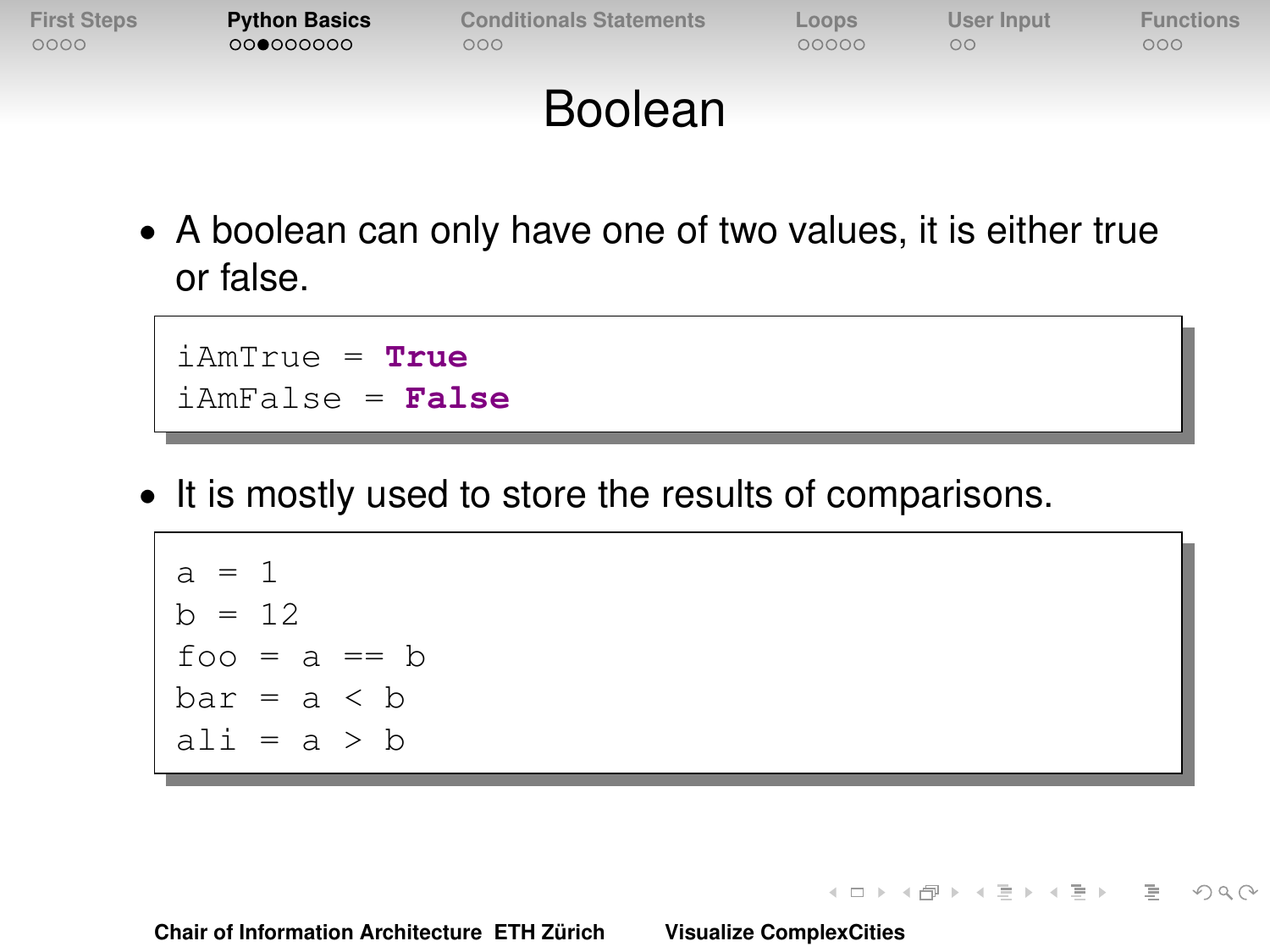# Boolean

- A boolean can only have one of two values, it is either true or false.

```
iAmTrue = True
iAmFalse = False
```

- It is mostly used to store the results of comparisons.

```
a = 1
b = 12
foo = a == b
bar = a < b
ali = a > b
```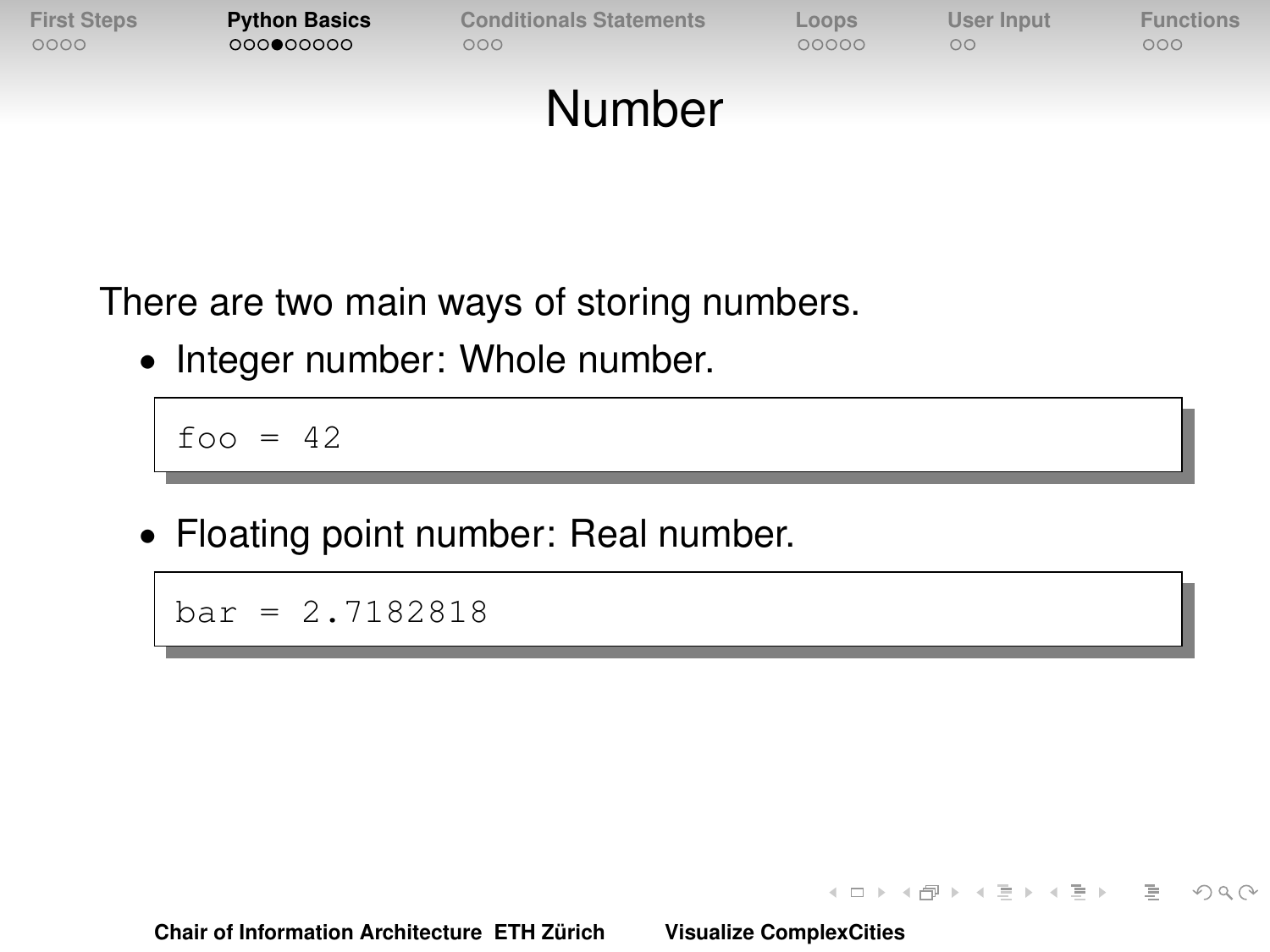# Number

There are two main ways of storing numbers.

- Integer number: Whole number.

```
foo = 42
```

- Floating point number: Real number.

```
bar = 2.7182818
```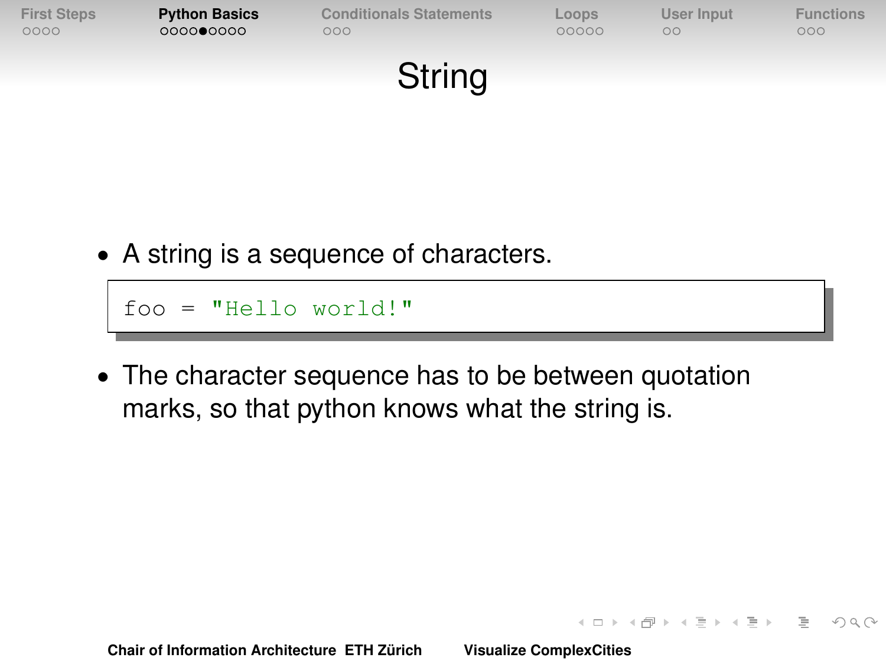# String

- A string is a sequence of characters.

```
foo = "Hello world!"
```

- The character sequence has to be between quotation marks, so that python knows what the string is.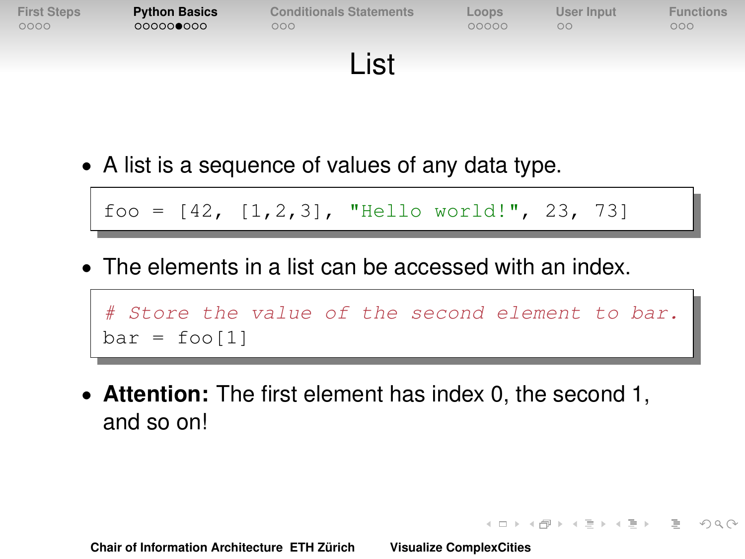# List

- A list is a sequence of values of any data type.

```
foo = [42, [1,2,3], "Hello world!", 23, 73]
```

- The elements in a list can be accessed with an index.

```
# Store the value of the second element to bar.
bar = foo[1]
```

- **Attention:** The first element has index 0, the second 1, and so on!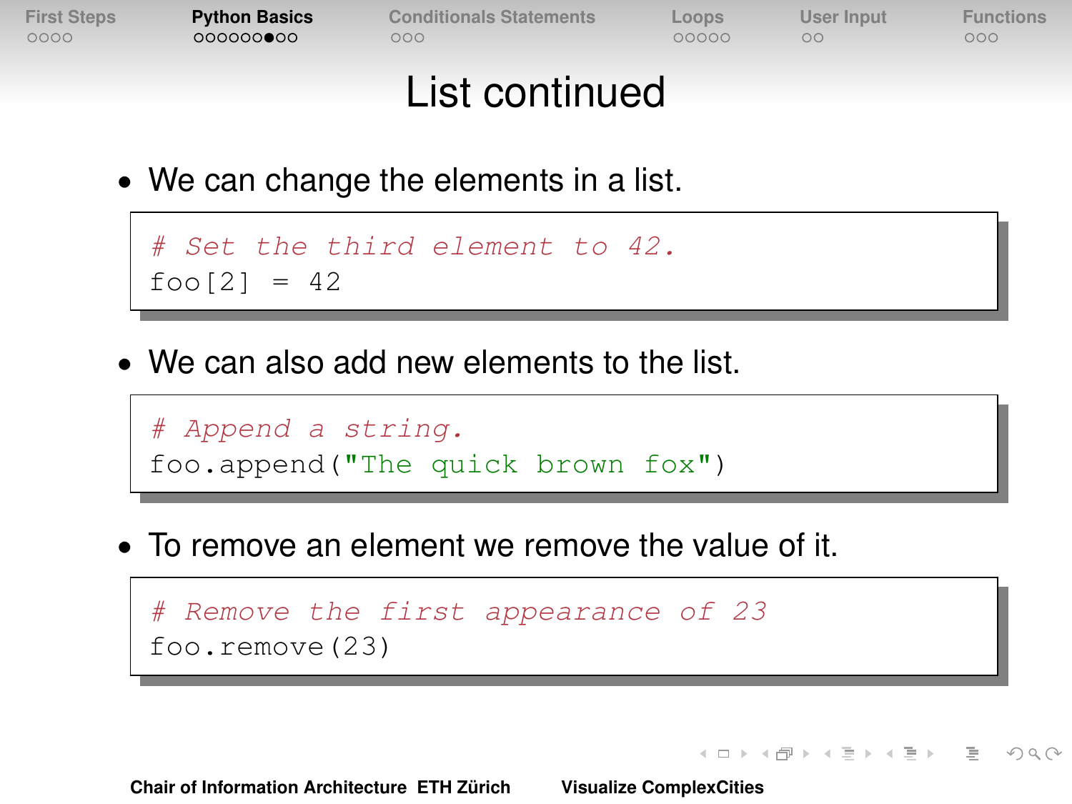# List continued

- We can change the elements in a list.

```
# Set the third element to 42.
foo[2] = 42
```

- We can also add new elements to the list.

```
# Append a string.
foo.append("The quick brown fox")
```

- To remove an element we remove the value of it.

```
# Remove the first appearance of 23
foo.remove(23)
```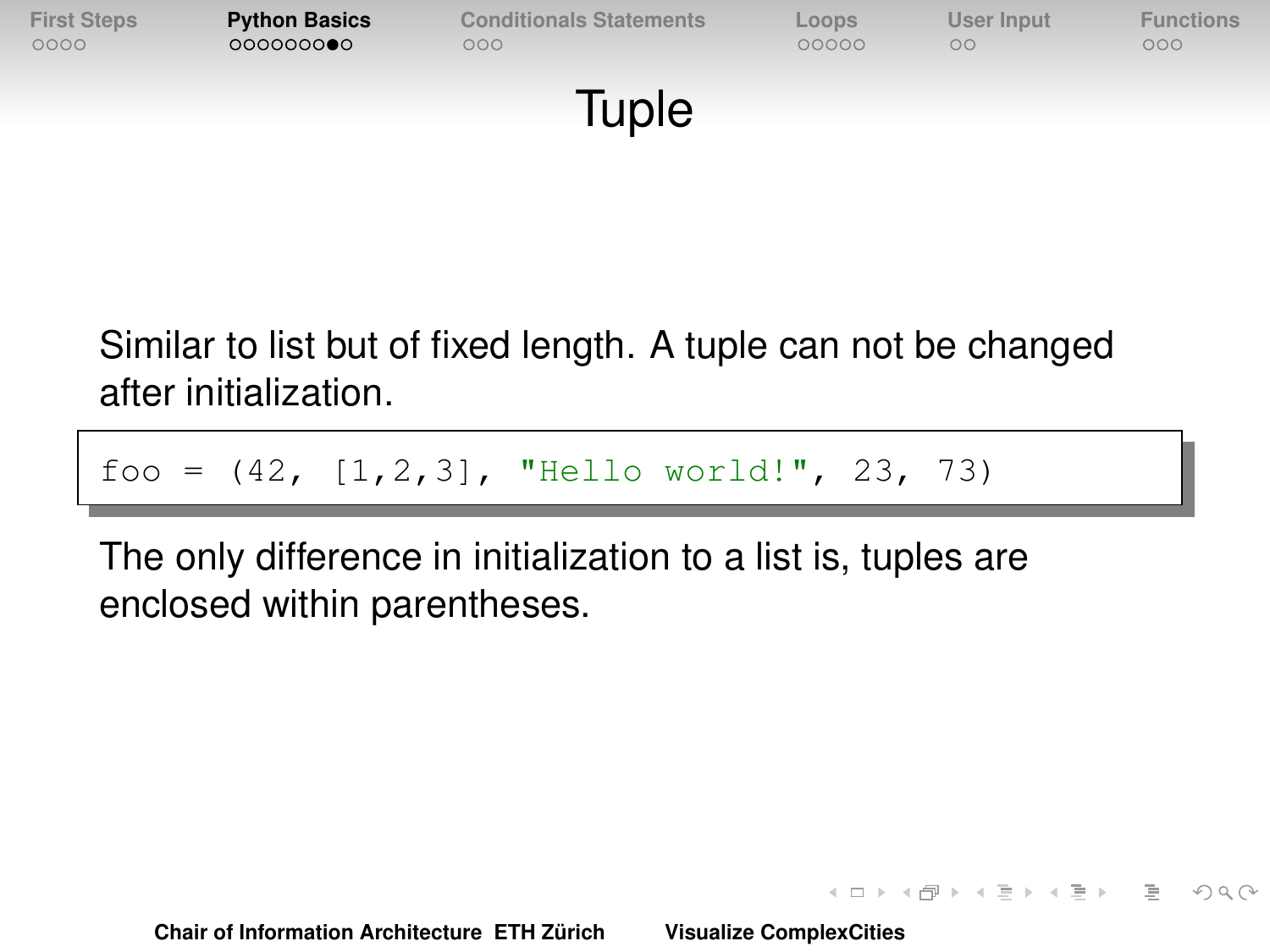# Tuple

Similar to list but of fixed length. A tuple can not be changed after initialization.

```
foo = (42, [1,2,3], "Hello world!", 23, 73)
```

The only difference in initialization to a list is, tuples are enclosed within parentheses.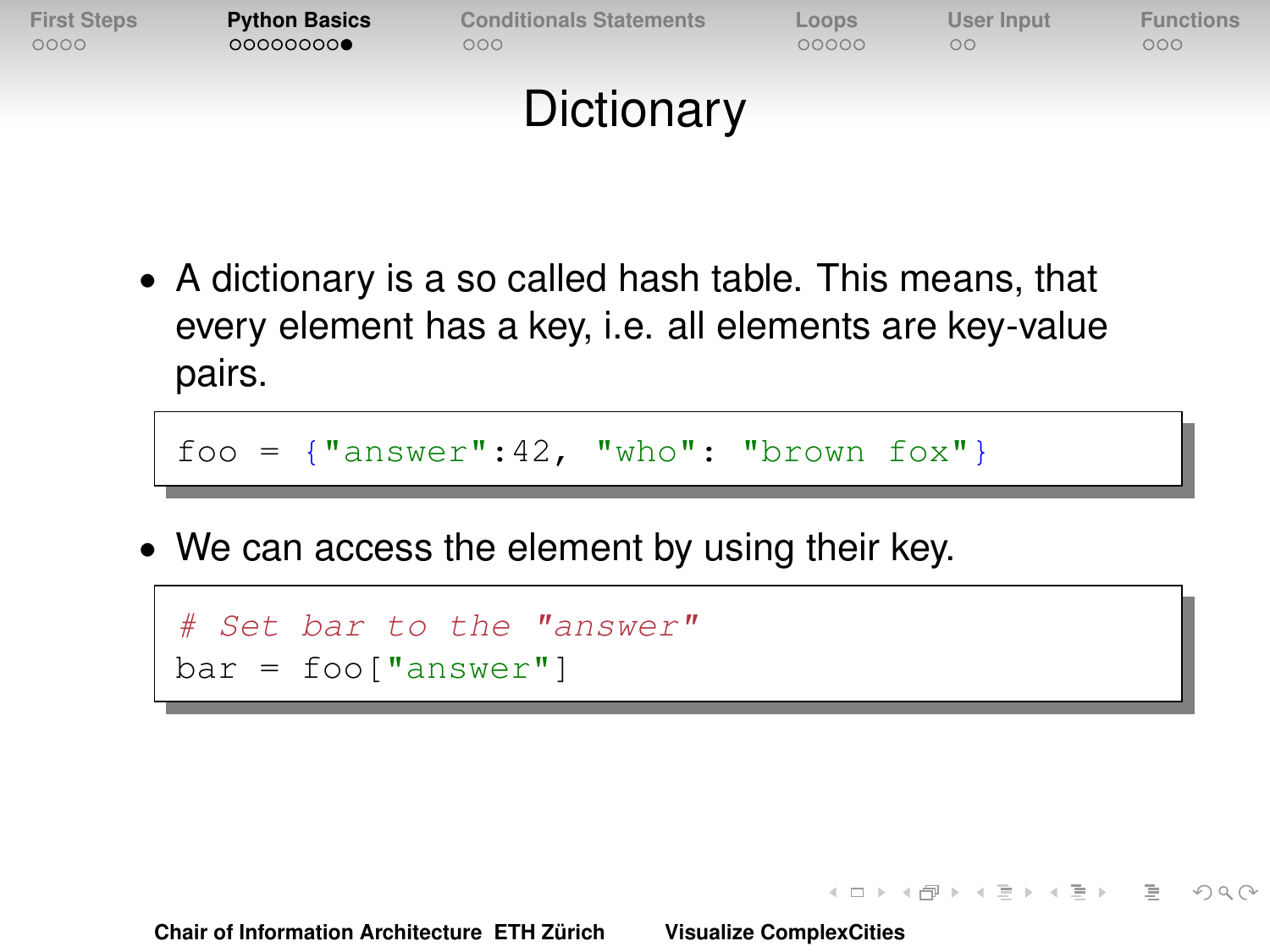# Dictionary

- A dictionary is a so called hash table. This means, that every element has a key, i.e. all elements are key-value pairs.

```
foo = {"answer":42, "who": "brown fox"}
```

- We can access the element by using their key.

```
# Set bar to the "answer"
bar = foo["answer"]
```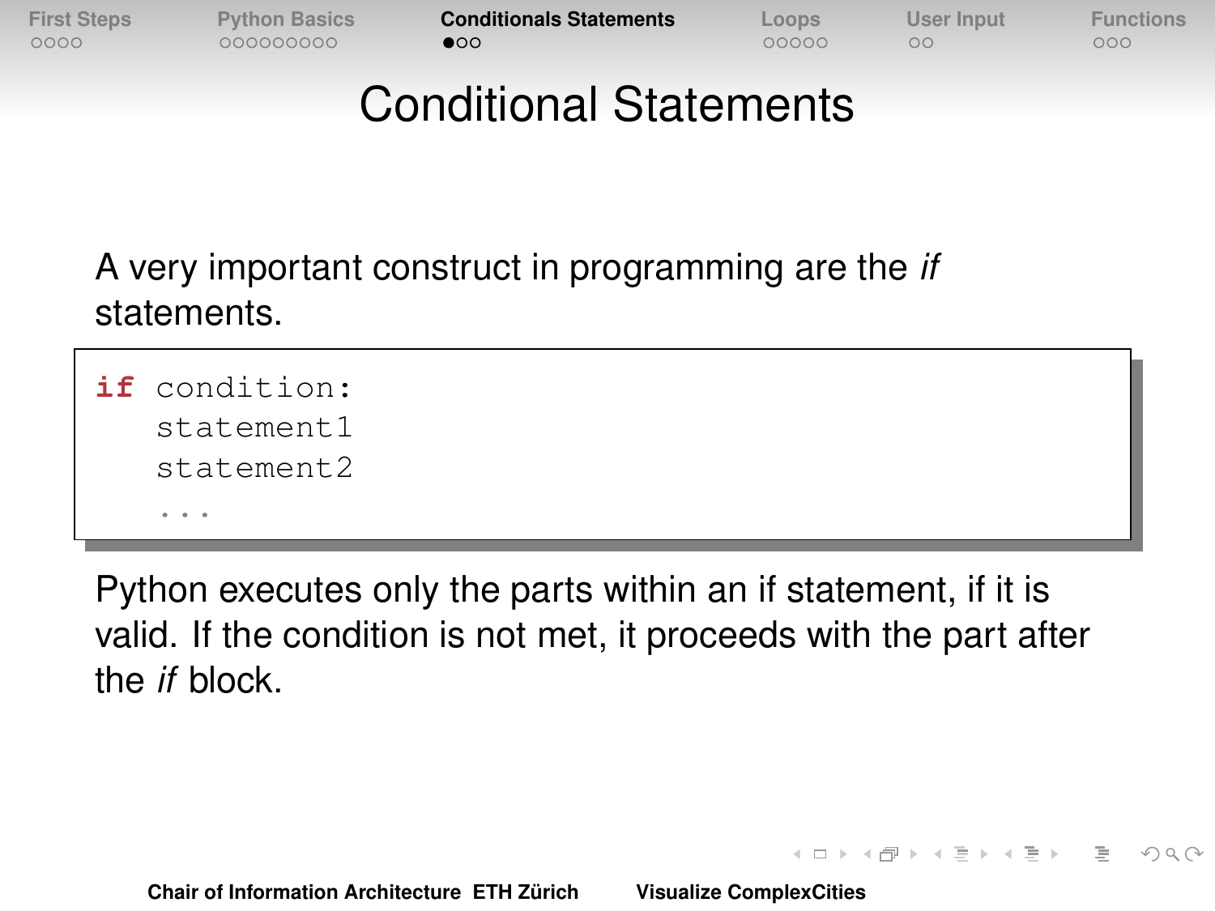# Conditional Statements

A very important construct in programming are the *if* statements.

```
if condition:
    statement1
    statement2
    ...
```

Python executes only the parts within an if statement, if it is valid. If the condition is not met, it proceeds with the part after the *if* block.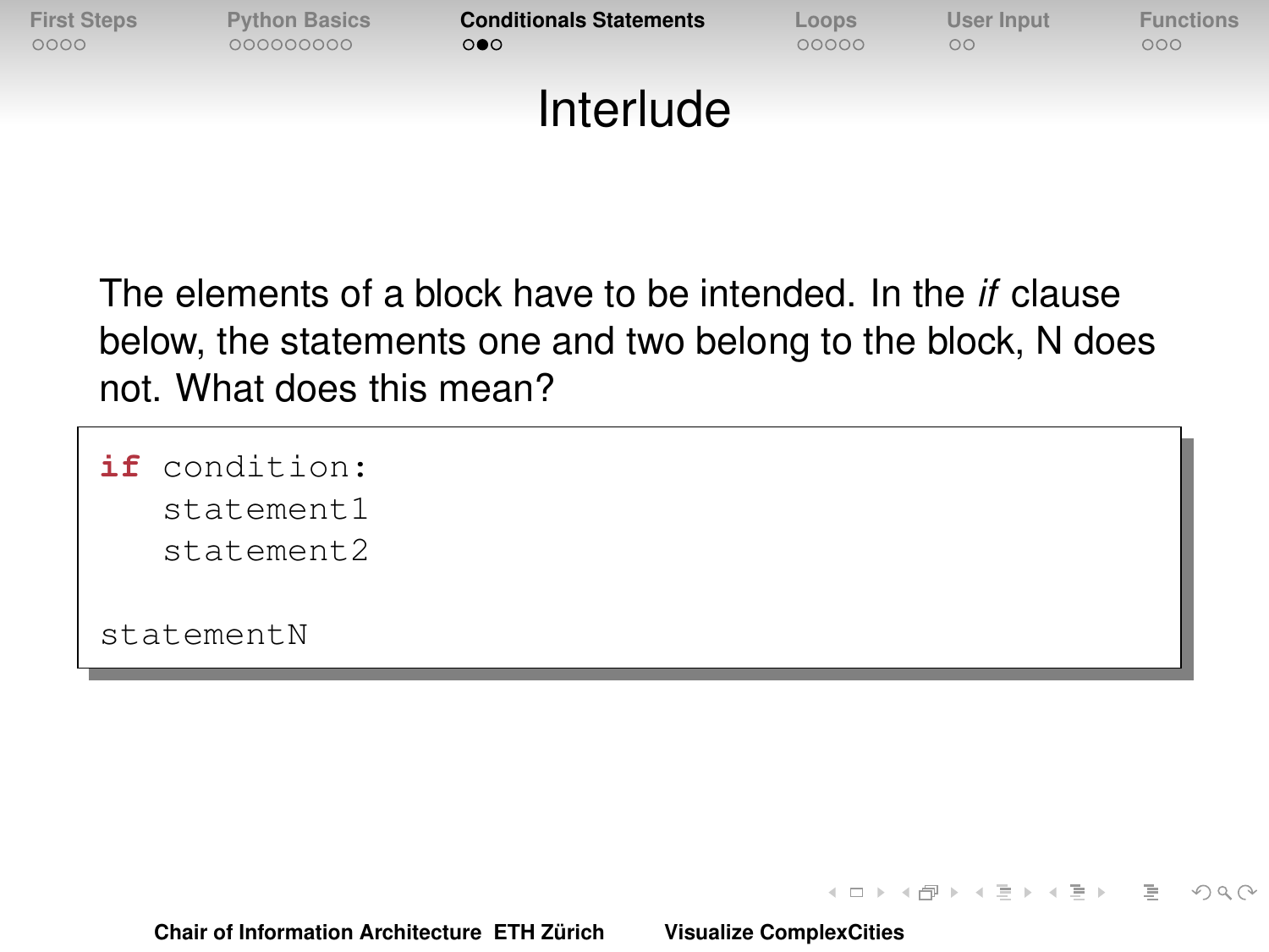# Interlude

The elements of a block have to be intended. In the *if* clause below, the statements one and two belong to the block, N does not. What does this mean?

```
if condition:
    statement1
    statement2

statementN
```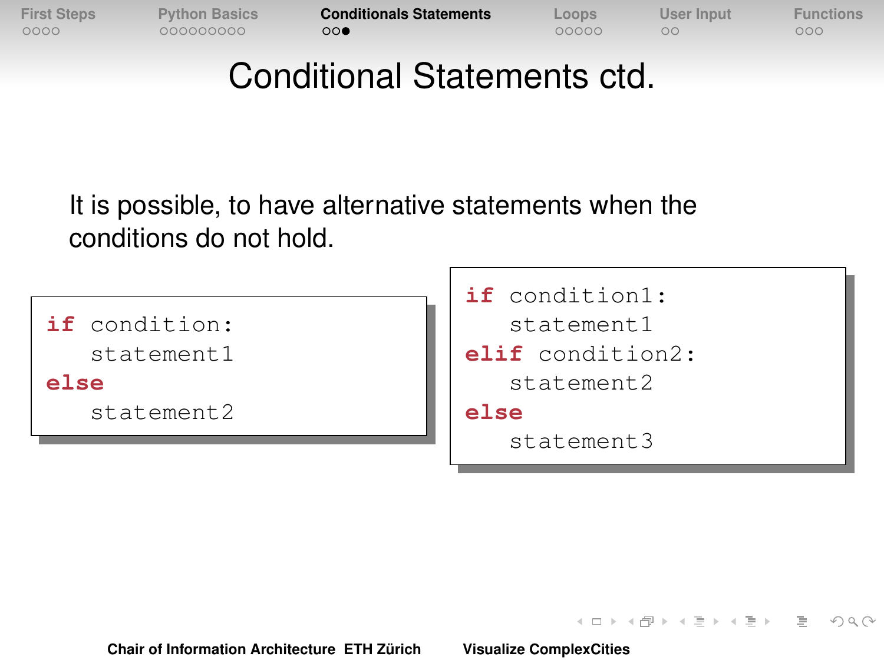# Conditional Statements ctd.

It is possible, to have alternative statements when the conditions do not hold.

```
if condition:
    statement1
else
    statement2
```

```
if condition1:
    statement1
elif condition2:
    statement2
else
    statement3
```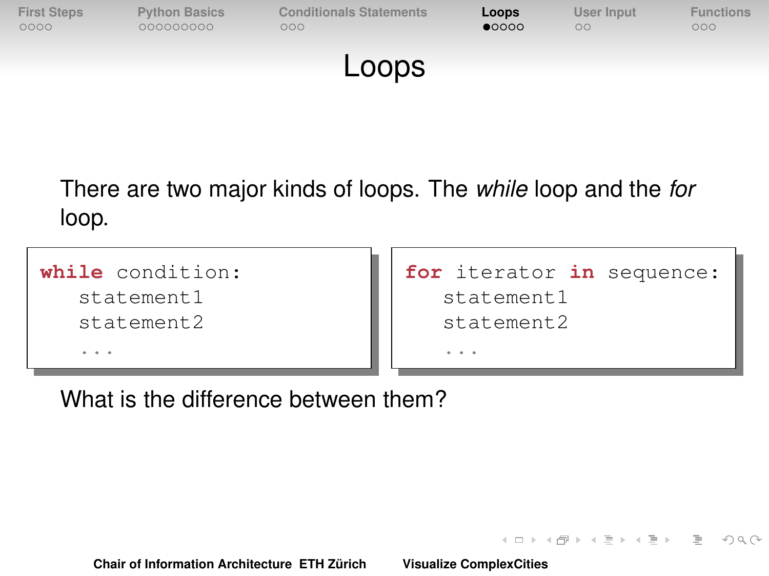# Loops

There are two major kinds of loops. The *while* loop and the *for* loop.

```
while condition:
    statement1
    statement2
    ...
```

```
for iterator in sequence:
    statement1
    statement2
    ...
```

What is the difference between them?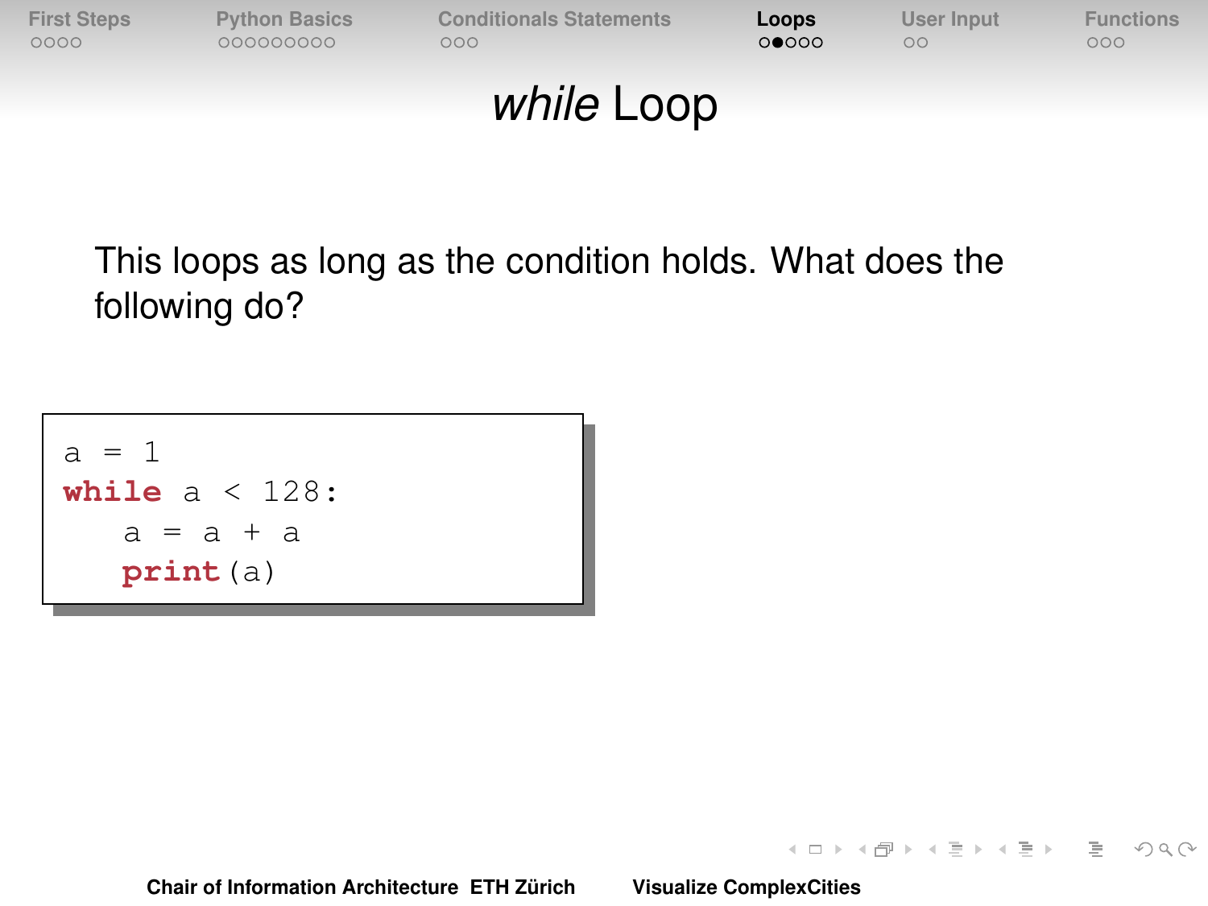# *while* Loop

This loops as long as the condition holds. What does the following do?

```
a = 1
while a < 128:
    a = a + a
    print(a)
```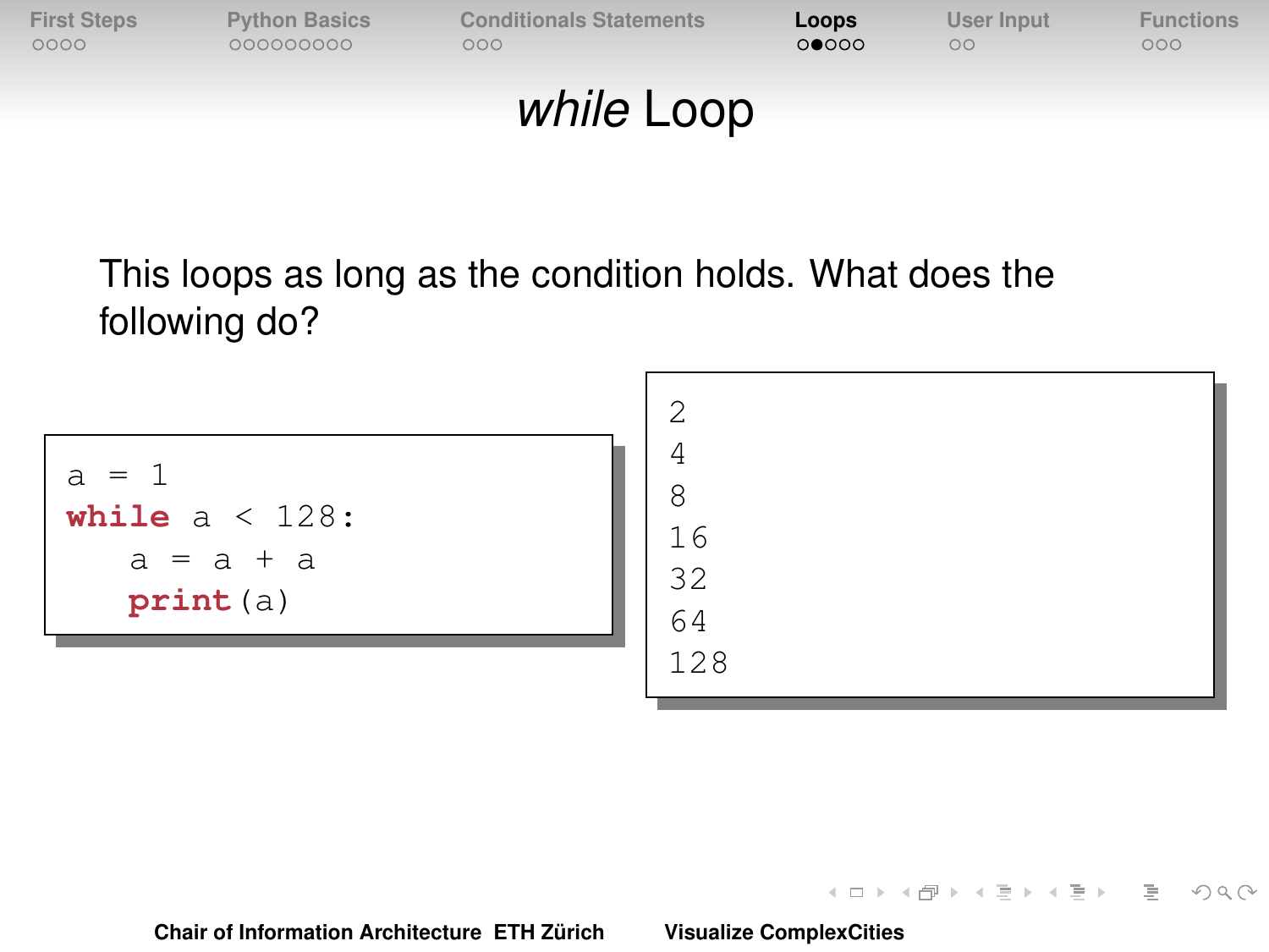# *while* Loop

This loops as long as the condition holds. What does the following do?

```
a = 1
while a < 128:
    a = a + a
    print(a)
```

```
2
4
8
16
32
64
128
```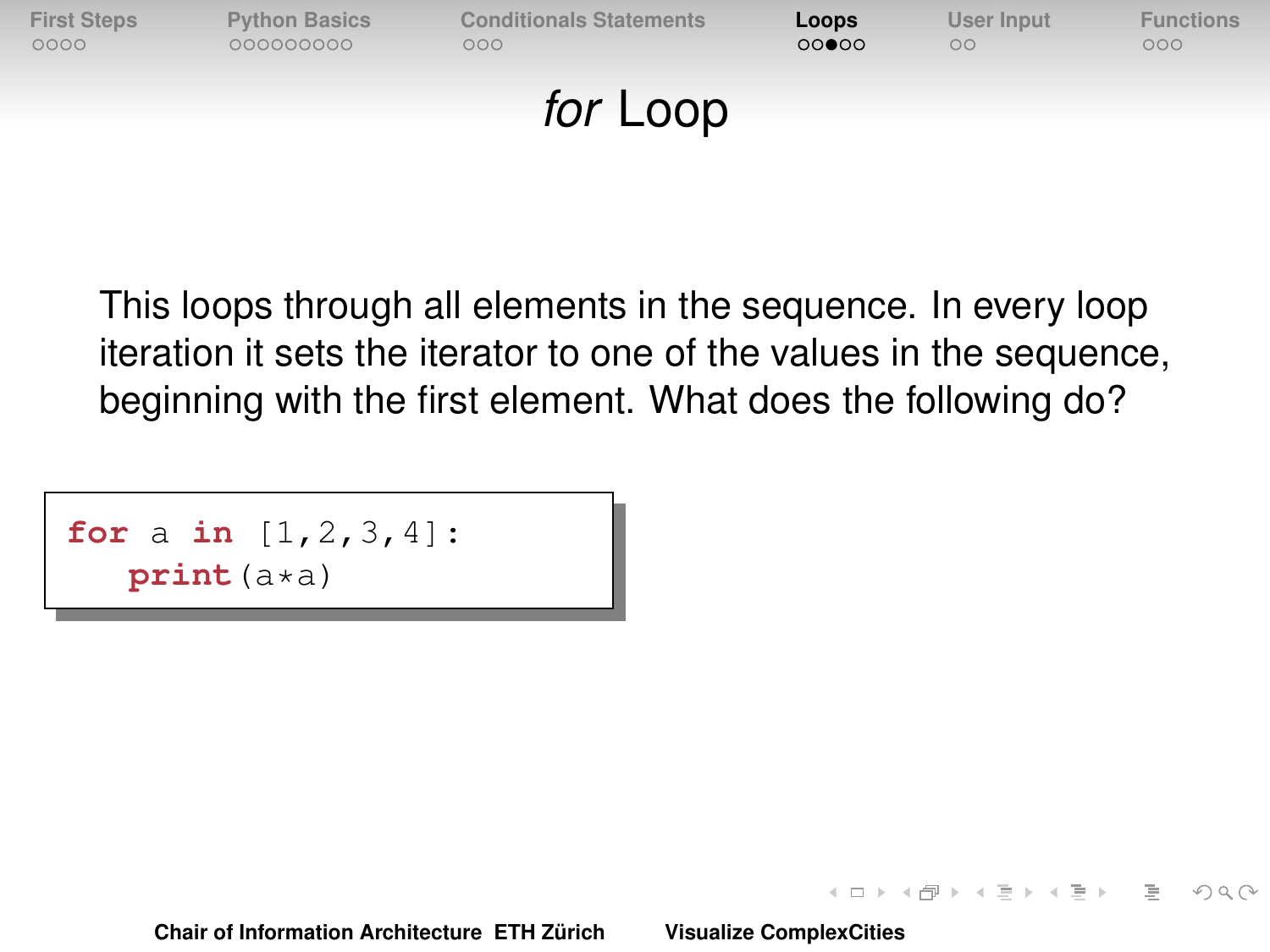# *for* Loop

This loops through all elements in the sequence. In every loop iteration it sets the iterator to one of the values in the sequence, beginning with the first element. What does the following do?

```
for a in [1,2,3,4]:
    print(a*a)
```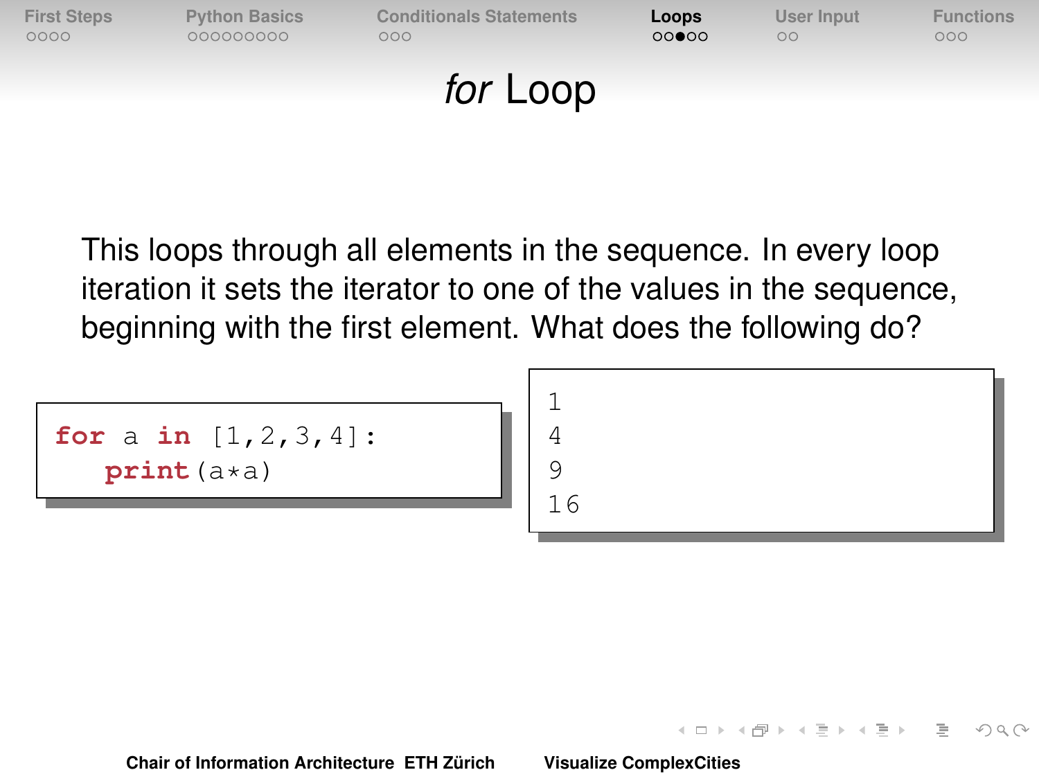# *for* Loop

This loops through all elements in the sequence. In every loop iteration it sets the iterator to one of the values in the sequence, beginning with the first element. What does the following do?

```
for a in [1,2,3,4]:
   print(a*a)
```

```
1
4
9
16
```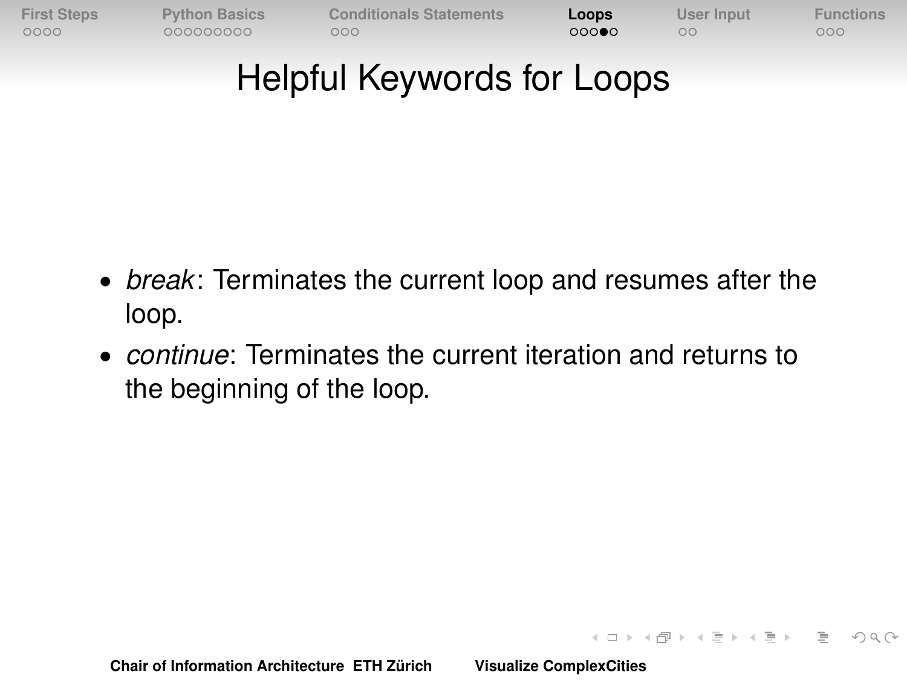# Helpful Keywords for Loops

- *break*: Terminates the current loop and resumes after the loop.
- *continue*: Terminates the current iteration and returns to the beginning of the loop.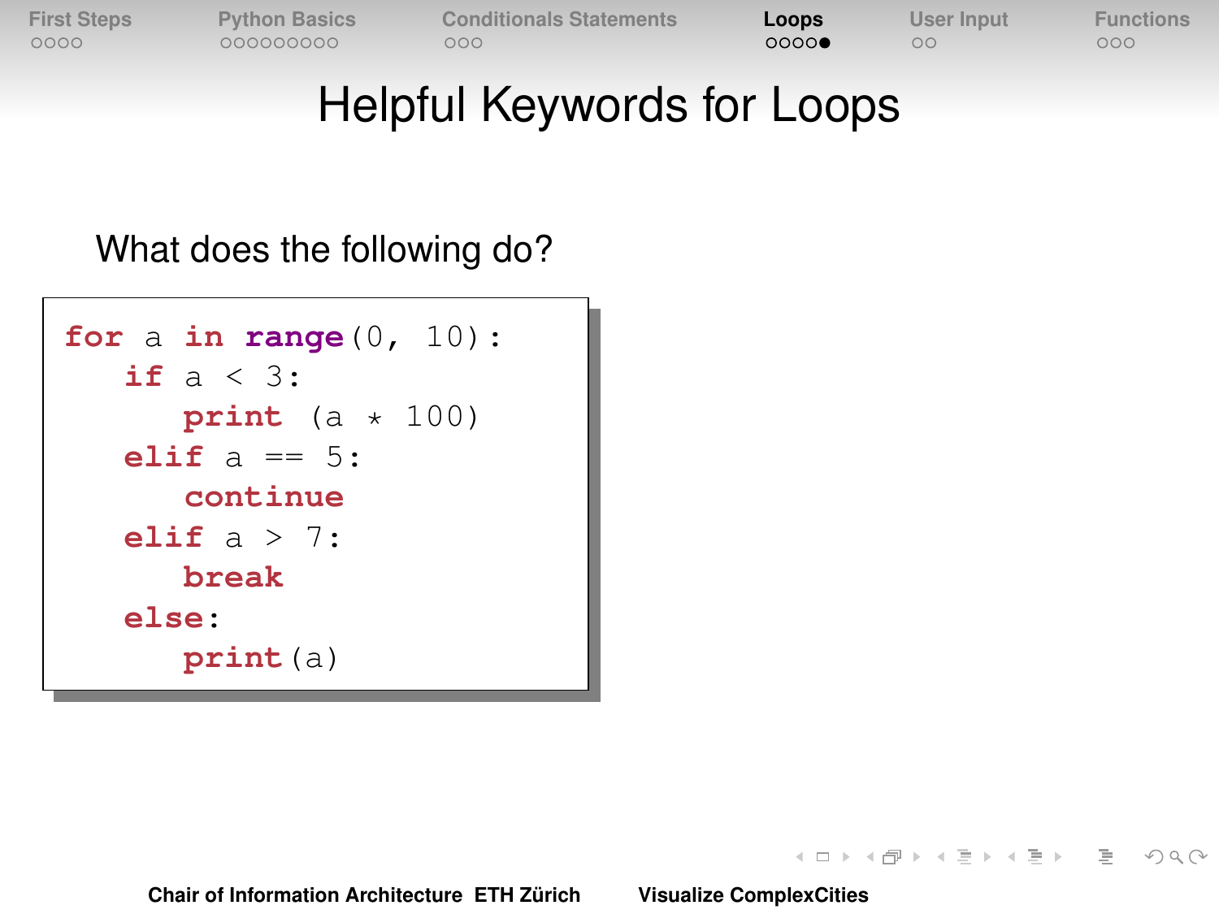# Helpful Keywords for Loops

What does the following do?

```
for a in range(0, 10):
    if a < 3:
        print (a * 100)
    elif a == 5:
        continue
    elif a > 7:
        break
    else:
        print(a)
```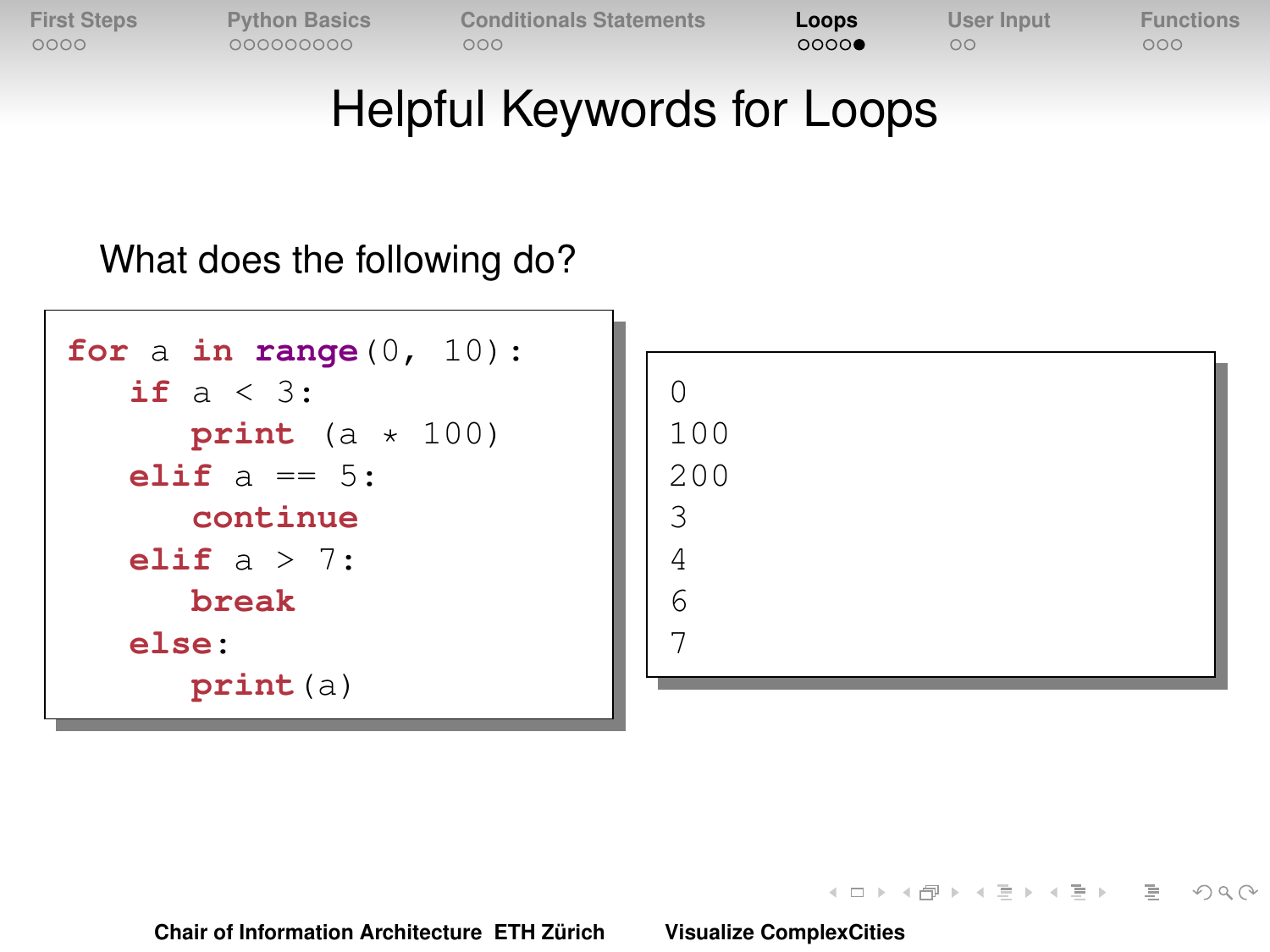# Helpful Keywords for Loops

What does the following do?

```
for a in range(0, 10):
    if a < 3:
        print (a * 100)
    elif a == 5:
        continue
    elif a > 7:
        break
    else:
        print(a)
```

```
0
100
200
3
4
6
7
```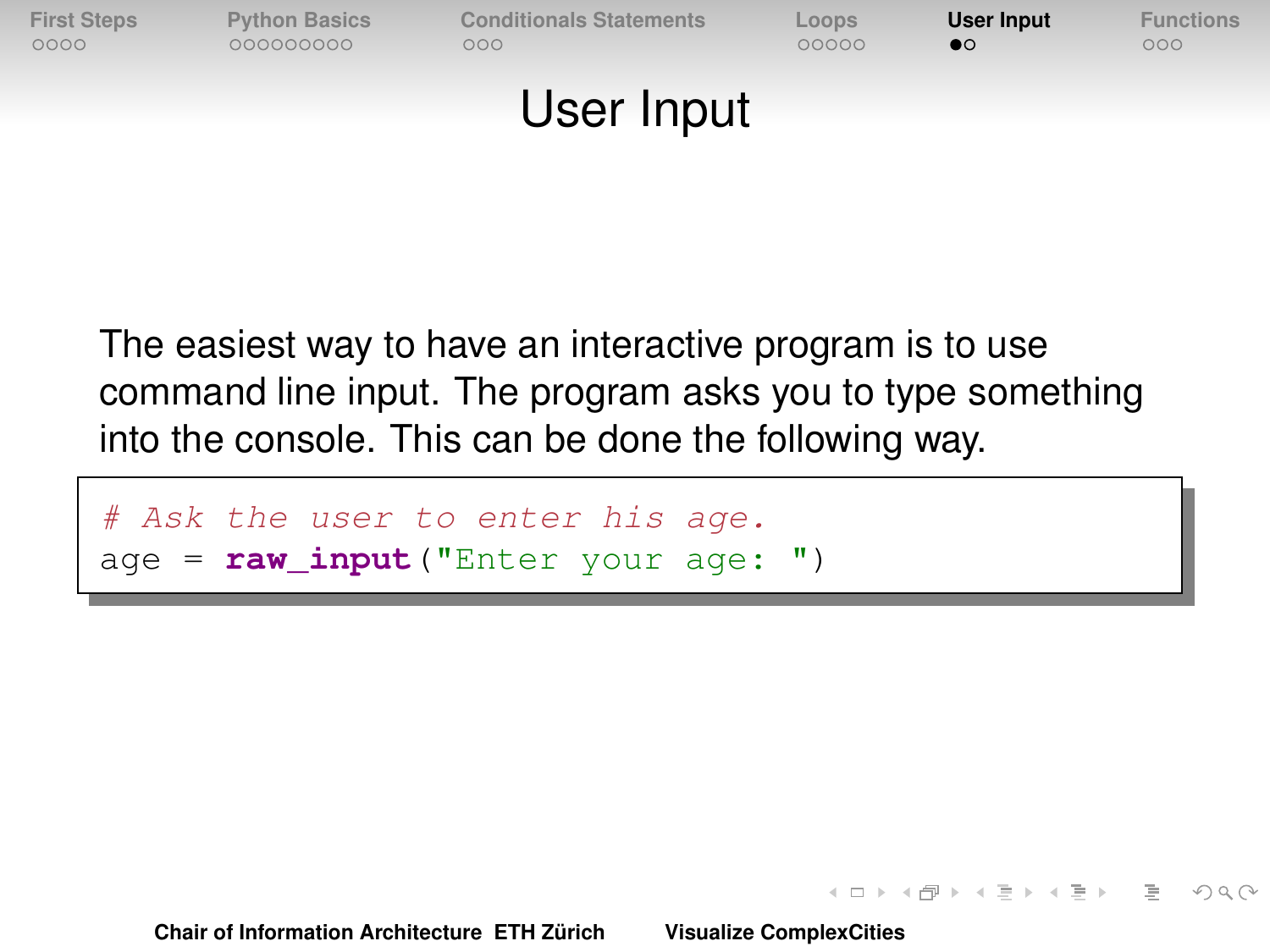# User Input

The easiest way to have an interactive program is to use command line input. The program asks you to type something into the console. This can be done the following way.

```
# Ask the user to enter his age.
age = raw_input("Enter your age: ")
```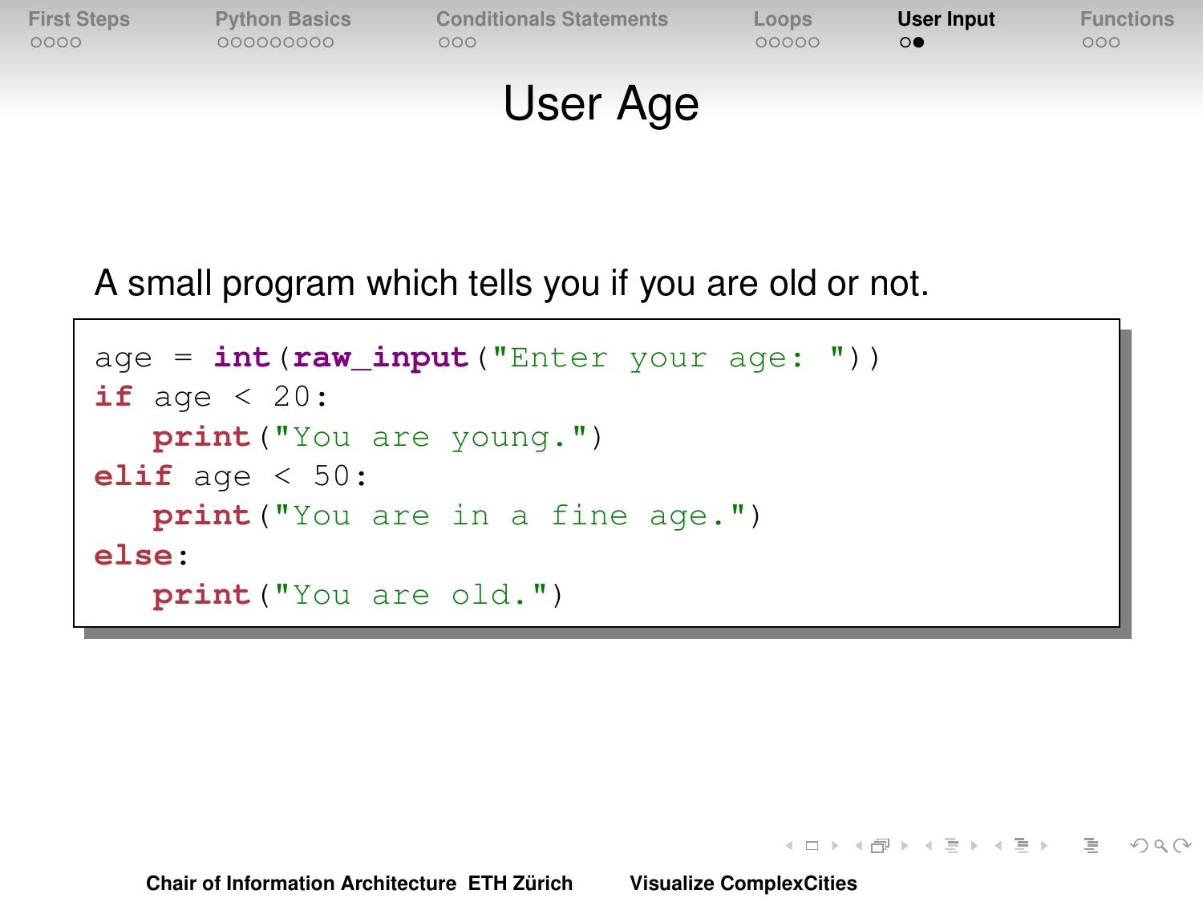# User Age

A small program which tells you if you are old or not.

```
age = int(raw_input("Enter your age: "))
if age < 20:
   print("You are young.")
elif age < 50:
   print("You are in a fine age.")
else:
   print("You are old.")
```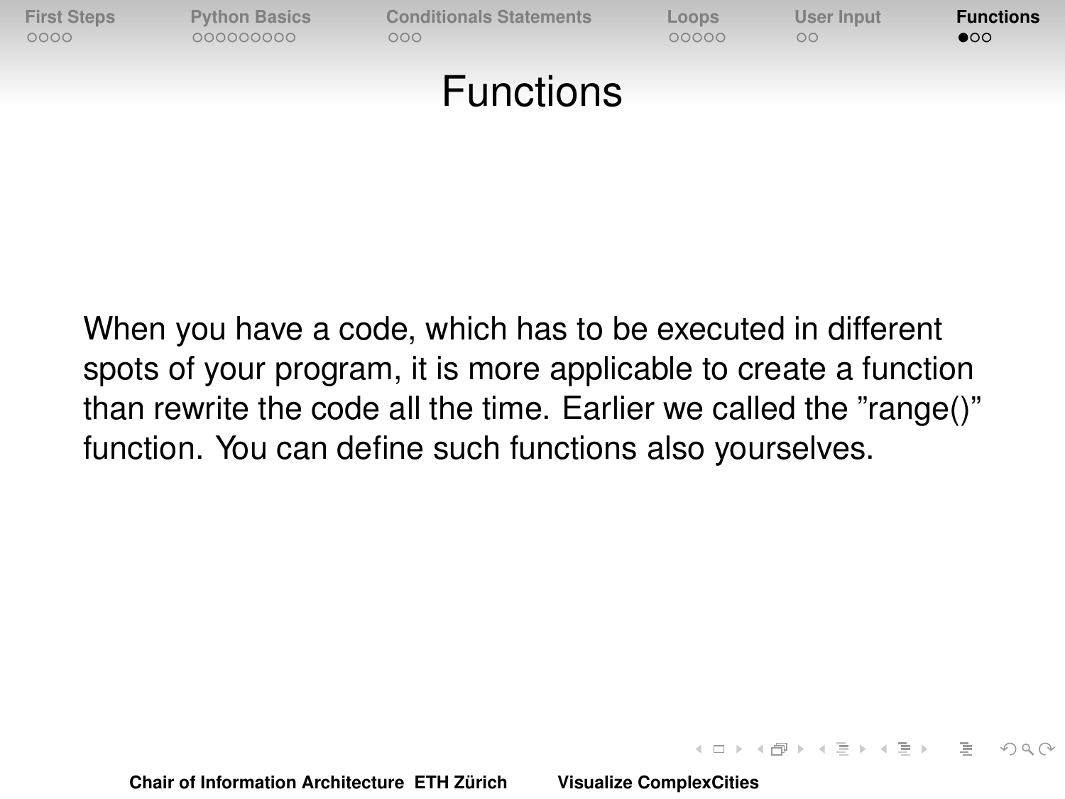# Functions

When you have a code, which has to be executed in different spots of your program, it is more applicable to create a function than rewrite the code all the time. Earlier we called the ”range()” function. You can define such functions also yourselves.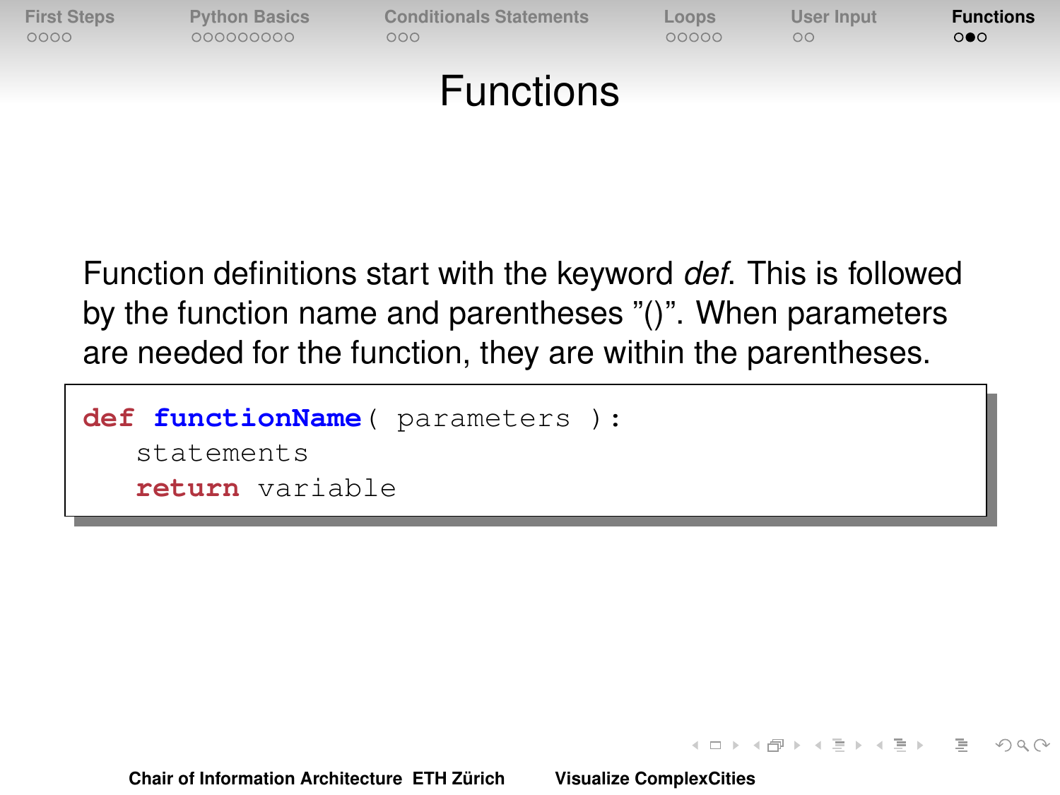# Functions

Function definitions start with the keyword *def*. This is followed by the function name and parentheses "()". When parameters are needed for the function, they are within the parentheses.

```
def functionName( parameters ):
    statements
    return variable
```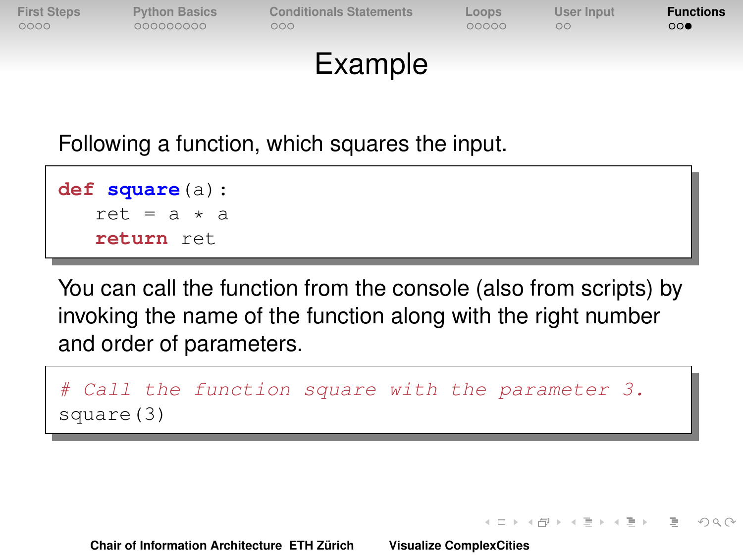# Example

Following a function, which squares the input.

```
def square(a):
    ret = a * a
    return ret
```

You can call the function from the console (also from scripts) by invoking the name of the function along with the right number and order of parameters.

```
# Call the function square with the parameter 3.
square(3)
```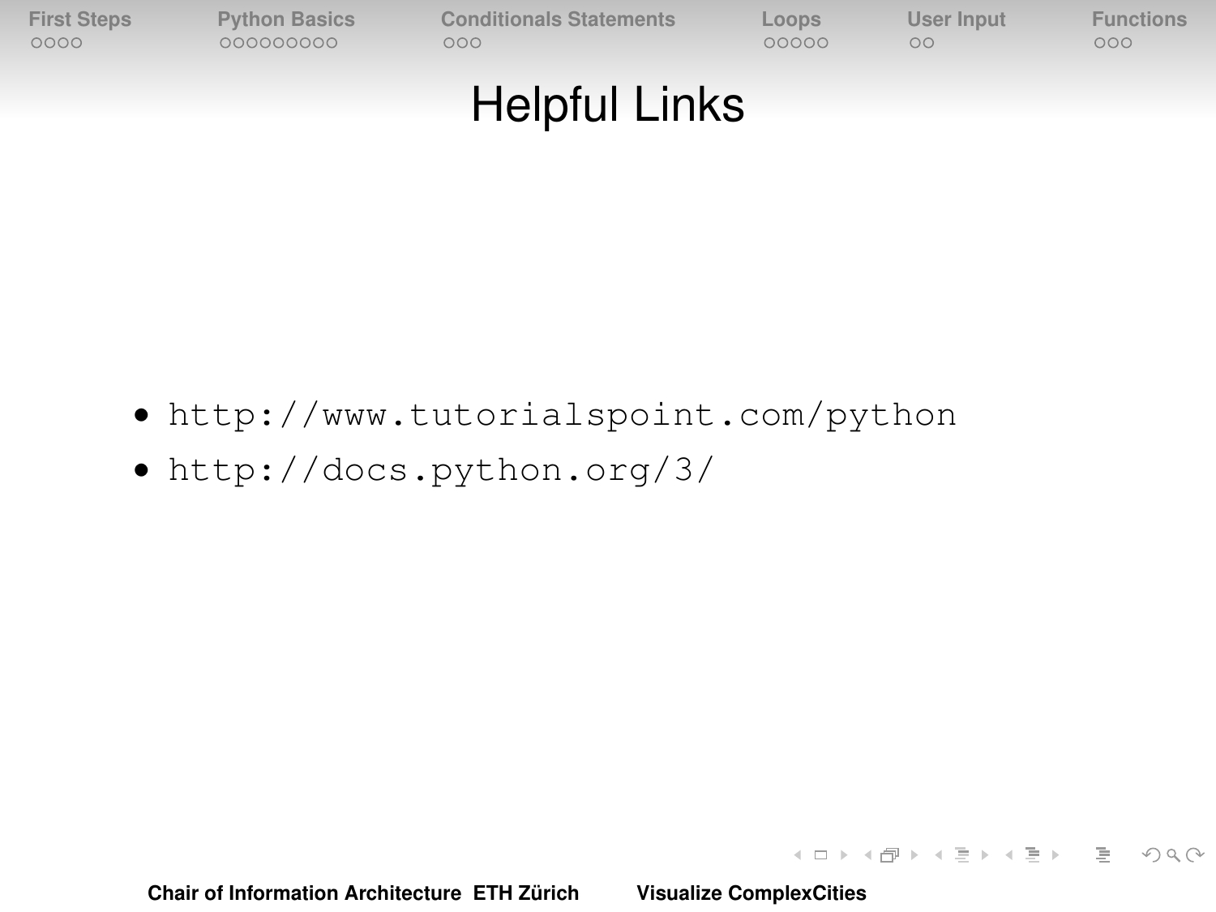# Helpful Links

- http://www.tutorialspoint.com/python
- http://docs.python.org/3/